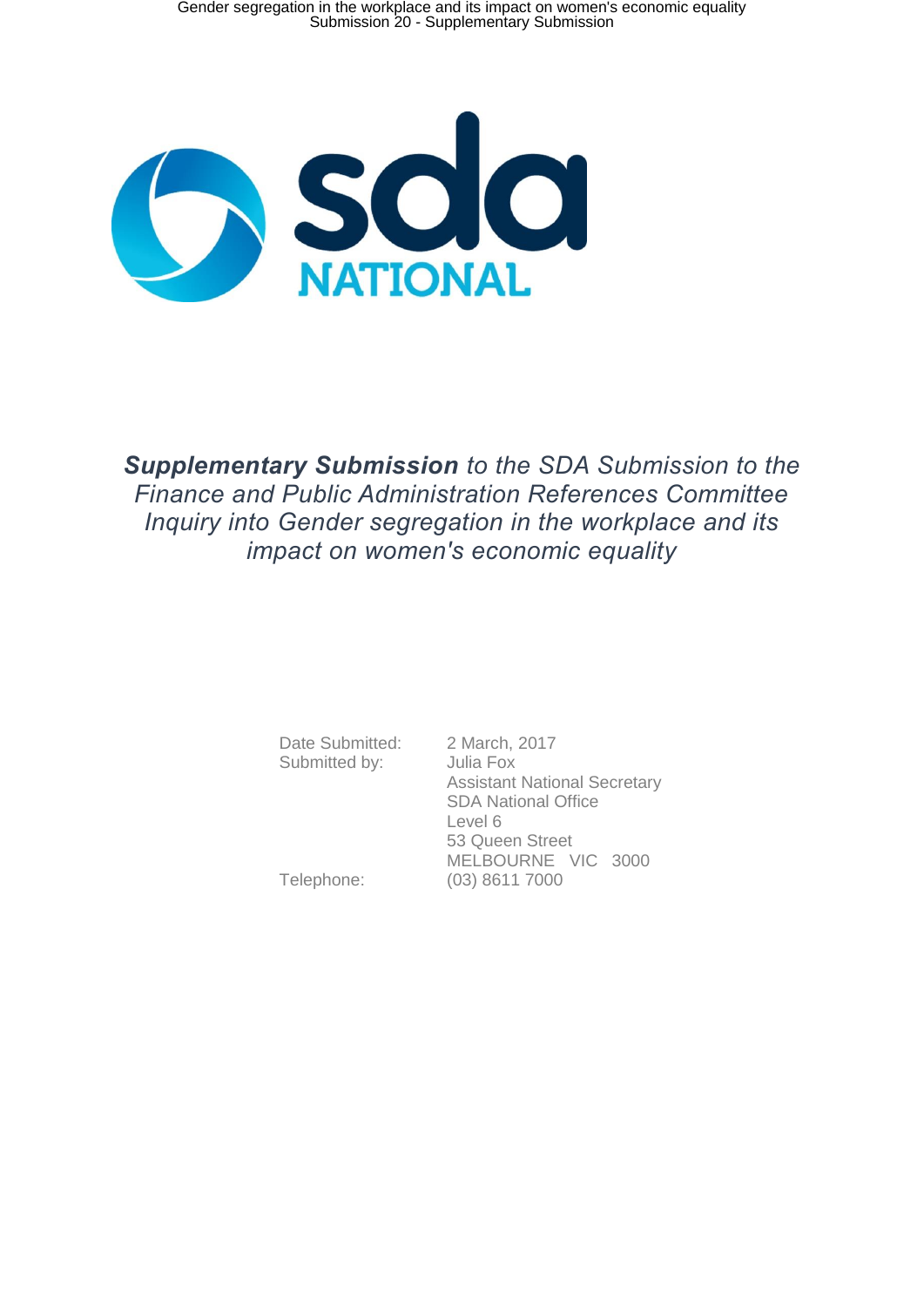sda

NATIONAL

***Supplementary Submission** to the SDA Submission to the Finance and Public Administration References Committee Inquiry into Gender segregation in the workplace and its impact on women's economic equality*

| | |
|---|---|
| Date Submitted: | 2 March, 2017 |
| Submitted by: | Julia Fox<br>Assistant National Secretary<br>SDA National Office<br>Level 6<br>53 Queen Street<br>MELBOURNE VIC 3000 |
| Telephone: | (03) 8611 7000 |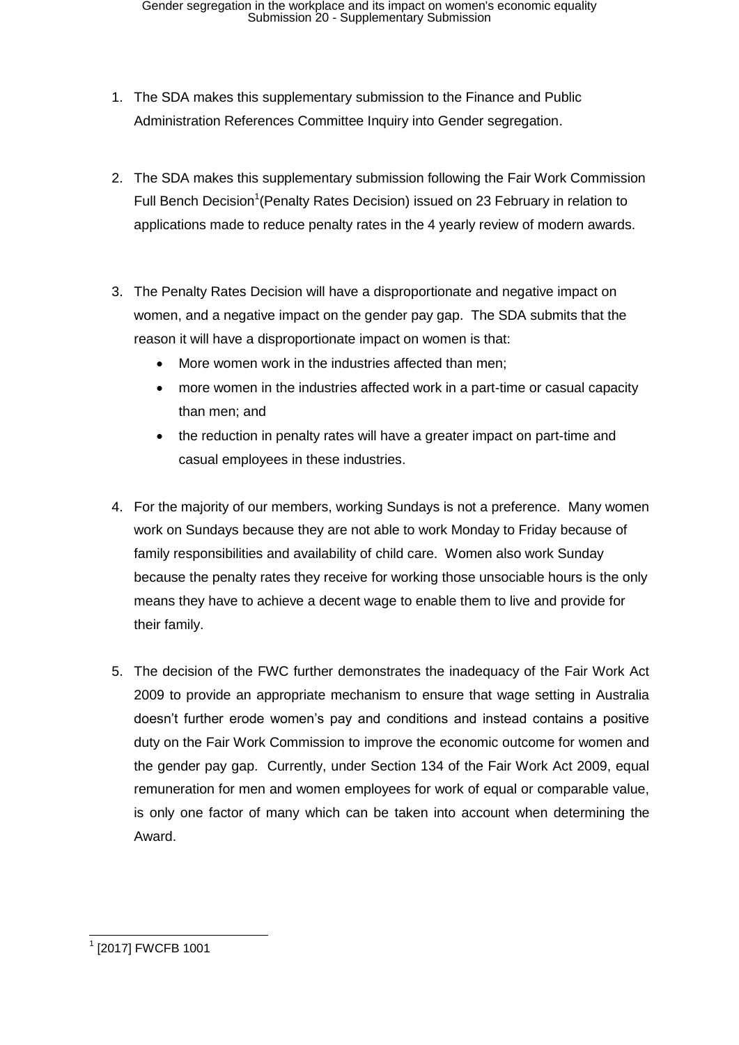1. The SDA makes this supplementary submission to the Finance and Public Administration References Committee Inquiry into Gender segregation.

2. The SDA makes this supplementary submission following the Fair Work Commission Full Bench Decision[1](Penalty Rates Decision) issued on 23 February in relation to applications made to reduce penalty rates in the 4 yearly review of modern awards.

3. The Penalty Rates Decision will have a disproportionate and negative impact on women, and a negative impact on the gender pay gap. The SDA submits that the reason it will have a disproportionate impact on women is that:
   - More women work in the industries affected than men;
   - more women in the industries affected work in a part-time or casual capacity than men; and
   - the reduction in penalty rates will have a greater impact on part-time and casual employees in these industries.

4. For the majority of our members, working Sundays is not a preference. Many women work on Sundays because they are not able to work Monday to Friday because of family responsibilities and availability of child care. Women also work Sunday because the penalty rates they receive for working those unsociable hours is the only means they have to achieve a decent wage to enable them to live and provide for their family.

5. The decision of the FWC further demonstrates the inadequacy of the Fair Work Act 2009 to provide an appropriate mechanism to ensure that wage setting in Australia doesn't further erode women's pay and conditions and instead contains a positive duty on the Fair Work Commission to improve the economic outcome for women and the gender pay gap. Currently, under Section 134 of the Fair Work Act 2009, equal remuneration for men and women employees for work of equal or comparable value, is only one factor of many which can be taken into account when determining the Award.

---

[1] [2017] FWCFB 1001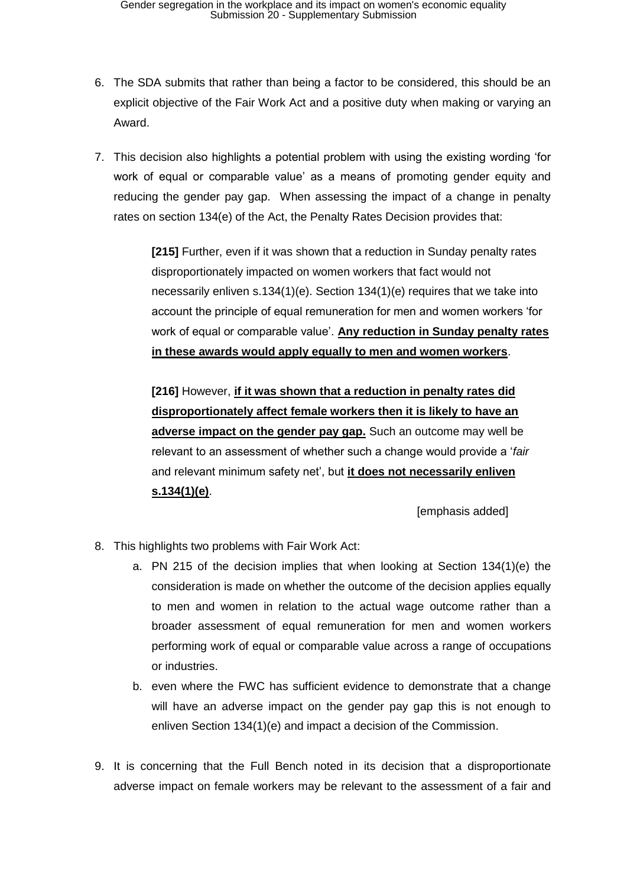6. The SDA submits that rather than being a factor to be considered, this should be an explicit objective of the Fair Work Act and a positive duty when making or varying an Award.

7. This decision also highlights a potential problem with using the existing wording 'for work of equal or comparable value' as a means of promoting gender equity and reducing the gender pay gap. When assessing the impact of a change in penalty rates on section 134(e) of the Act, the Penalty Rates Decision provides that:

   > **[215]** Further, even if it was shown that a reduction in Sunday penalty rates disproportionately impacted on women workers that fact would not necessarily enliven s.134(1)(e). Section 134(1)(e) requires that we take into account the principle of equal remuneration for men and women workers 'for work of equal or comparable value'. **<u>Any reduction in Sunday penalty rates in these awards would apply equally to men and women workers</u>**.
   >
   > **[216]** However, **<u>if it was shown that a reduction in penalty rates did disproportionately affect female workers then it is likely to have an adverse impact on the gender pay gap.</u>** Such an outcome may well be relevant to an assessment of whether such a change would provide a '*fair* and relevant minimum safety net', but **<u>it does not necessarily enliven s.134(1)(e)</u>**.
   >
   > [emphasis added]

8. This highlights two problems with Fair Work Act:
   a. PN 215 of the decision implies that when looking at Section 134(1)(e) the consideration is made on whether the outcome of the decision applies equally to men and women in relation to the actual wage outcome rather than a broader assessment of equal remuneration for men and women workers performing work of equal or comparable value across a range of occupations or industries.
   b. even where the FWC has sufficient evidence to demonstrate that a change will have an adverse impact on the gender pay gap this is not enough to enliven Section 134(1)(e) and impact a decision of the Commission.

9. It is concerning that the Full Bench noted in its decision that a disproportionate adverse impact on female workers may be relevant to the assessment of a fair and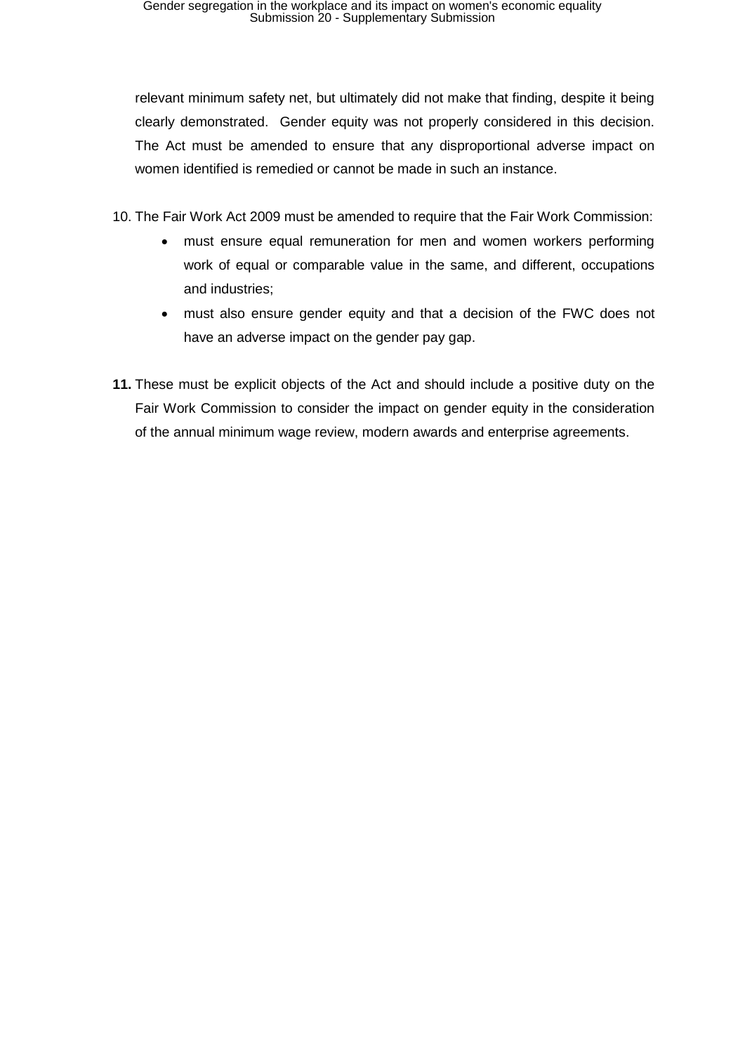relevant minimum safety net, but ultimately did not make that finding, despite it being clearly demonstrated. Gender equity was not properly considered in this decision. The Act must be amended to ensure that any disproportional adverse impact on women identified is remedied or cannot be made in such an instance.

10. The Fair Work Act 2009 must be amended to require that the Fair Work Commission:
    - must ensure equal remuneration for men and women workers performing work of equal or comparable value in the same, and different, occupations and industries;
    - must also ensure gender equity and that a decision of the FWC does not have an adverse impact on the gender pay gap.

**11.** These must be explicit objects of the Act and should include a positive duty on the Fair Work Commission to consider the impact on gender equity in the consideration of the annual minimum wage review, modern awards and enterprise agreements.